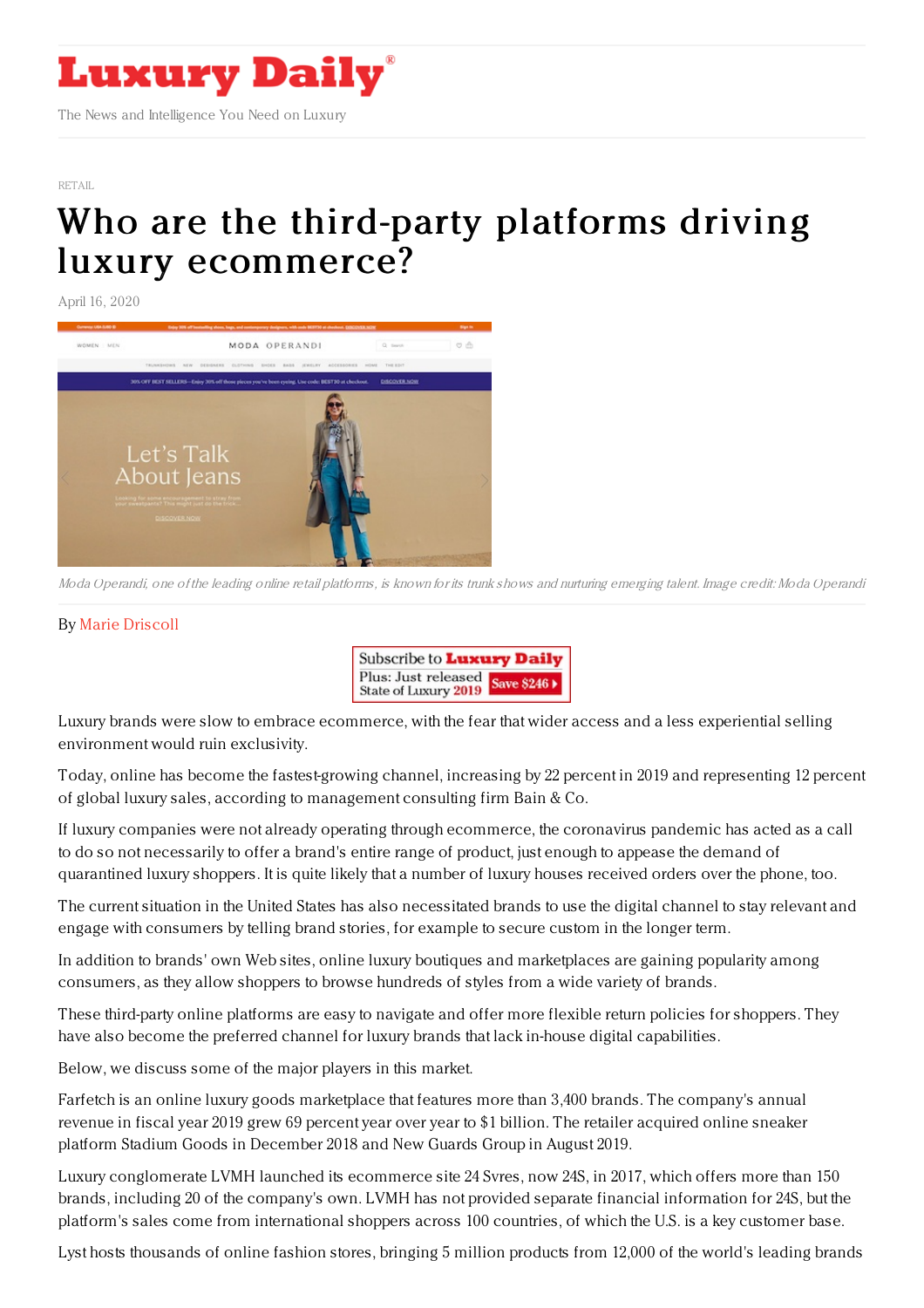# Luxury Daily

The News and Intelligence You Need on Luxury

RETAIL

# Who are the third-party platforms driving luxury ecommerce?

April 16, 2020

*Moda Operandi, one of the leading online retail platforms, is known for its trunk shows and nurturing emerging talent. Image credit: Moda Operandi*

By Marie Driscoll

Luxury brands were slow to embrace ecommerce, with the fear that wider access and a less experiential selling environment would ruin exclusivity.

Today, online has become the fastest-growing channel, increasing by 22 percent in 2019 and representing 12 percent of global luxury sales, according to management consulting firm Bain & Co.

If luxury companies were not already operating through ecommerce, the coronavirus pandemic has acted as a call to do so not necessarily to offer a brand's entire range of product, just enough to appease the demand of quarantined luxury shoppers. It is quite likely that a number of luxury houses received orders over the phone, too.

The current situation in the United States has also necessitated brands to use the digital channel to stay relevant and engage with consumers by telling brand stories, for example to secure custom in the longer term.

In addition to brands' own Web sites, online luxury boutiques and marketplaces are gaining popularity among consumers, as they allow shoppers to browse hundreds of styles from a wide variety of brands.

These third-party online platforms are easy to navigate and offer more flexible return policies for shoppers. They have also become the preferred channel for luxury brands that lack in-house digital capabilities.

Below, we discuss some of the major players in this market.

Farfetch is an online luxury goods marketplace that features more than 3,400 brands. The company's annual revenue in fiscal year 2019 grew 69 percent year over year to $1 billion. The retailer acquired online sneaker platform Stadium Goods in December 2018 and New Guards Group in August 2019.

Luxury conglomerate LVMH launched its ecommerce site 24 Svres, now 24S, in 2017, which offers more than 150 brands, including 20 of the company's own. LVMH has not provided separate financial information for 24S, but the platform's sales come from international shoppers across 100 countries, of which the U.S. is a key customer base.

Lyst hosts thousands of online fashion stores, bringing 5 million products from 12,000 of the world's leading brands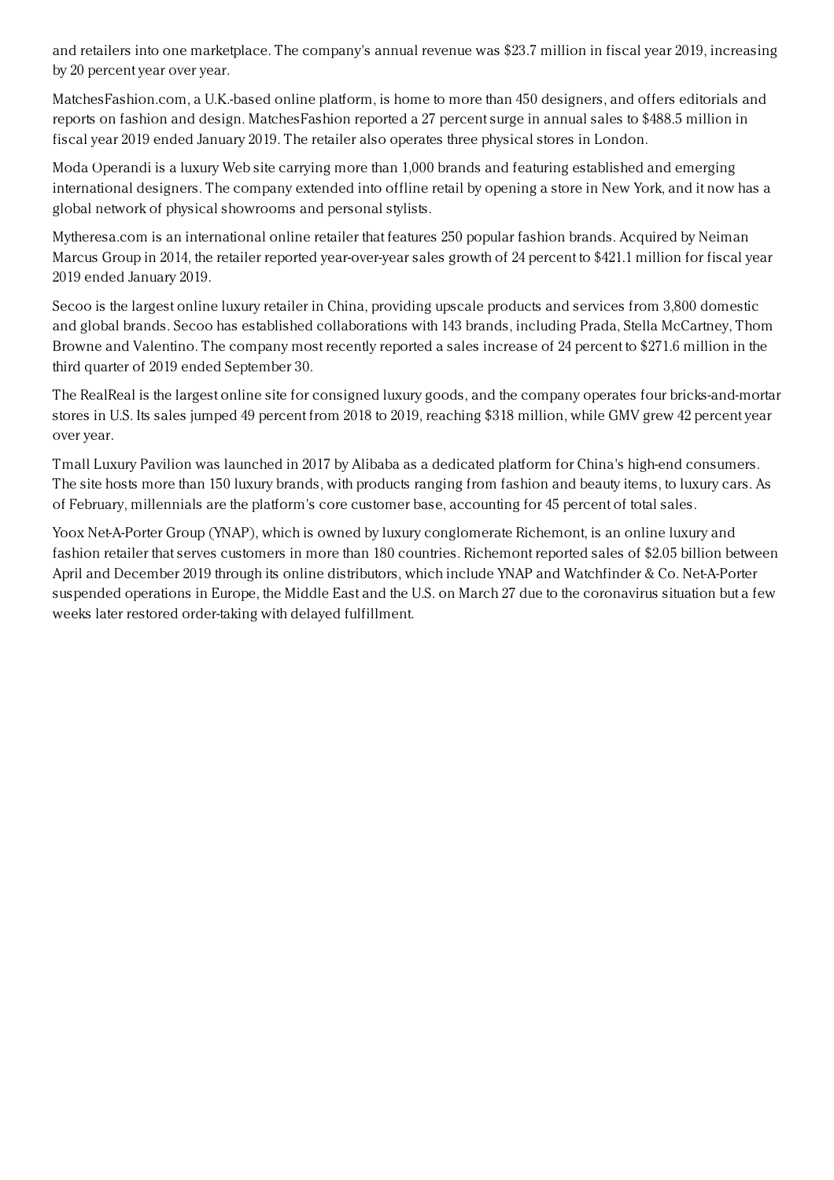and retailers into one marketplace. The company's annual revenue was $23.7 million in fiscal year 2019, increasing by 20 percent year over year.

MatchesFashion.com, a U.K.-based online platform, is home to more than 450 designers, and offers editorials and reports on fashion and design. MatchesFashion reported a 27 percent surge in annual sales to $488.5 million in fiscal year 2019 ended January 2019. The retailer also operates three physical stores in London.

Moda Operandi is a luxury Web site carrying more than 1,000 brands and featuring established and emerging international designers. The company extended into offline retail by opening a store in New York, and it now has a global network of physical showrooms and personal stylists.

Mytheresa.com is an international online retailer that features 250 popular fashion brands. Acquired by Neiman Marcus Group in 2014, the retailer reported year-over-year sales growth of 24 percent to $421.1 million for fiscal year 2019 ended January 2019.

Secoo is the largest online luxury retailer in China, providing upscale products and services from 3,800 domestic and global brands. Secoo has established collaborations with 143 brands, including Prada, Stella McCartney, Thom Browne and Valentino. The company most recently reported a sales increase of 24 percent to $271.6 million in the third quarter of 2019 ended September 30.

The RealReal is the largest online site for consigned luxury goods, and the company operates four bricks-and-mortar stores in U.S. Its sales jumped 49 percent from 2018 to 2019, reaching $318 million, while GMV grew 42 percent year over year.

Tmall Luxury Pavilion was launched in 2017 by Alibaba as a dedicated platform for China's high-end consumers. The site hosts more than 150 luxury brands, with products ranging from fashion and beauty items, to luxury cars. As of February, millennials are the platform's core customer base, accounting for 45 percent of total sales.

Yoox Net-A-Porter Group (YNAP), which is owned by luxury conglomerate Richemont, is an online luxury and fashion retailer that serves customers in more than 180 countries. Richemont reported sales of $2.05 billion between April and December 2019 through its online distributors, which include YNAP and Watchfinder & Co. Net-A-Porter suspended operations in Europe, the Middle East and the U.S. on March 27 due to the coronavirus situation but a few weeks later restored order-taking with delayed fulfillment.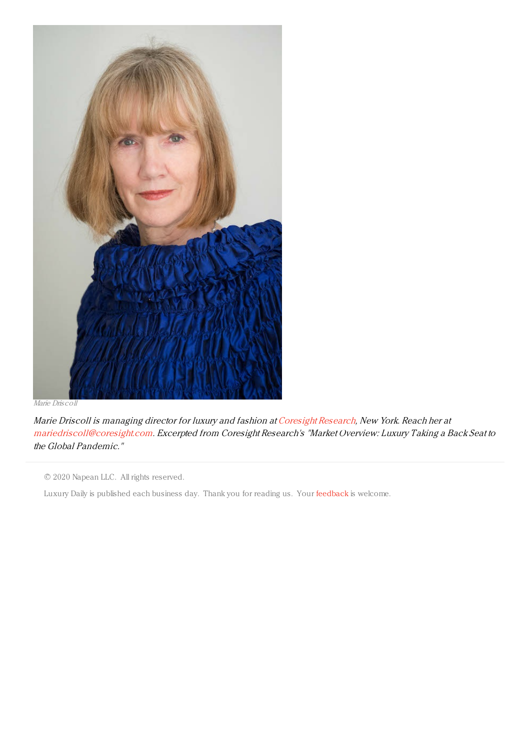*Marie Driscoll*

*Marie Driscoll is managing director for luxury and fashion at Coresight Research, New York. Reach her at mariedriscoll@coresight.com. Excerpted from Coresight Research's "Market Overview: Luxury Taking a Back Seat to the Global Pandemic."*

---

© 2020 Napean LLC. All rights reserved.

Luxury Daily is published each business day. Thank you for reading us. Your feedback is welcome.